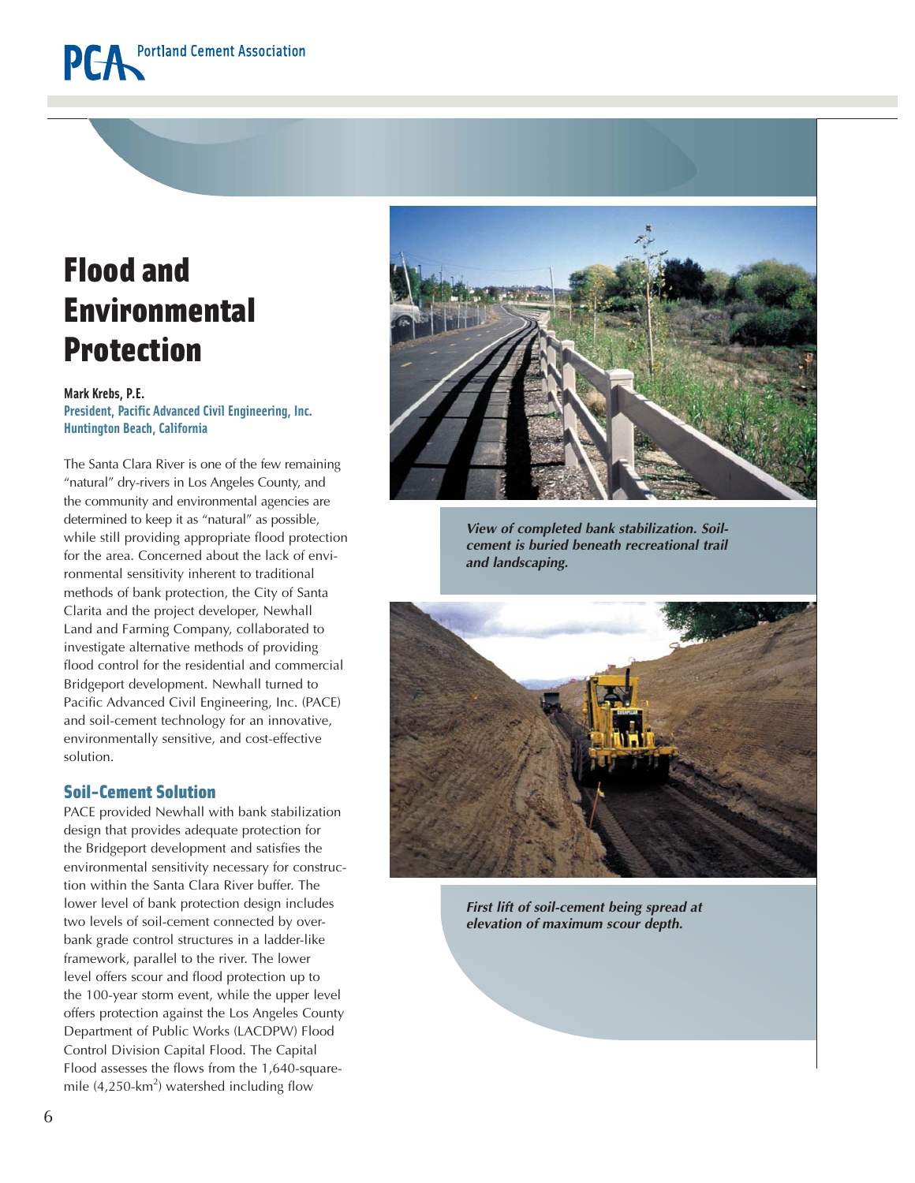# Flood and Environmental Protection

**Mark Krebs, P.E.**
**President, Pacific Advanced Civil Engineering, Inc.**
**Huntington Beach, California**

The Santa Clara River is one of the few remaining "natural" dry-rivers in Los Angeles County, and the community and environmental agencies are determined to keep it as "natural" as possible, while still providing appropriate flood protection for the area. Concerned about the lack of environmental sensitivity inherent to traditional methods of bank protection, the City of Santa Clarita and the project developer, Newhall Land and Farming Company, collaborated to investigate alternative methods of providing flood control for the residential and commercial Bridgeport development. Newhall turned to Pacific Advanced Civil Engineering, Inc. (PACE) and soil-cement technology for an innovative, environmentally sensitive, and cost-effective solution.

## Soil-Cement Solution

PACE provided Newhall with bank stabilization design that provides adequate protection for the Bridgeport development and satisfies the environmental sensitivity necessary for construction within the Santa Clara River buffer. The lower level of bank protection design includes two levels of soil-cement connected by overbank grade control structures in a ladder-like framework, parallel to the river. The lower level offers scour and flood protection up to the 100-year storm event, while the upper level offers protection against the Los Angeles County Department of Public Works (LACDPW) Flood Control Division Capital Flood. The Capital Flood assesses the flows from the 1,640-square-mile (4,250-km$^2$) watershed including flow

*View of completed bank stabilization. Soil-cement is buried beneath recreational trail and landscaping.*

*First lift of soil-cement being spread at elevation of maximum scour depth.*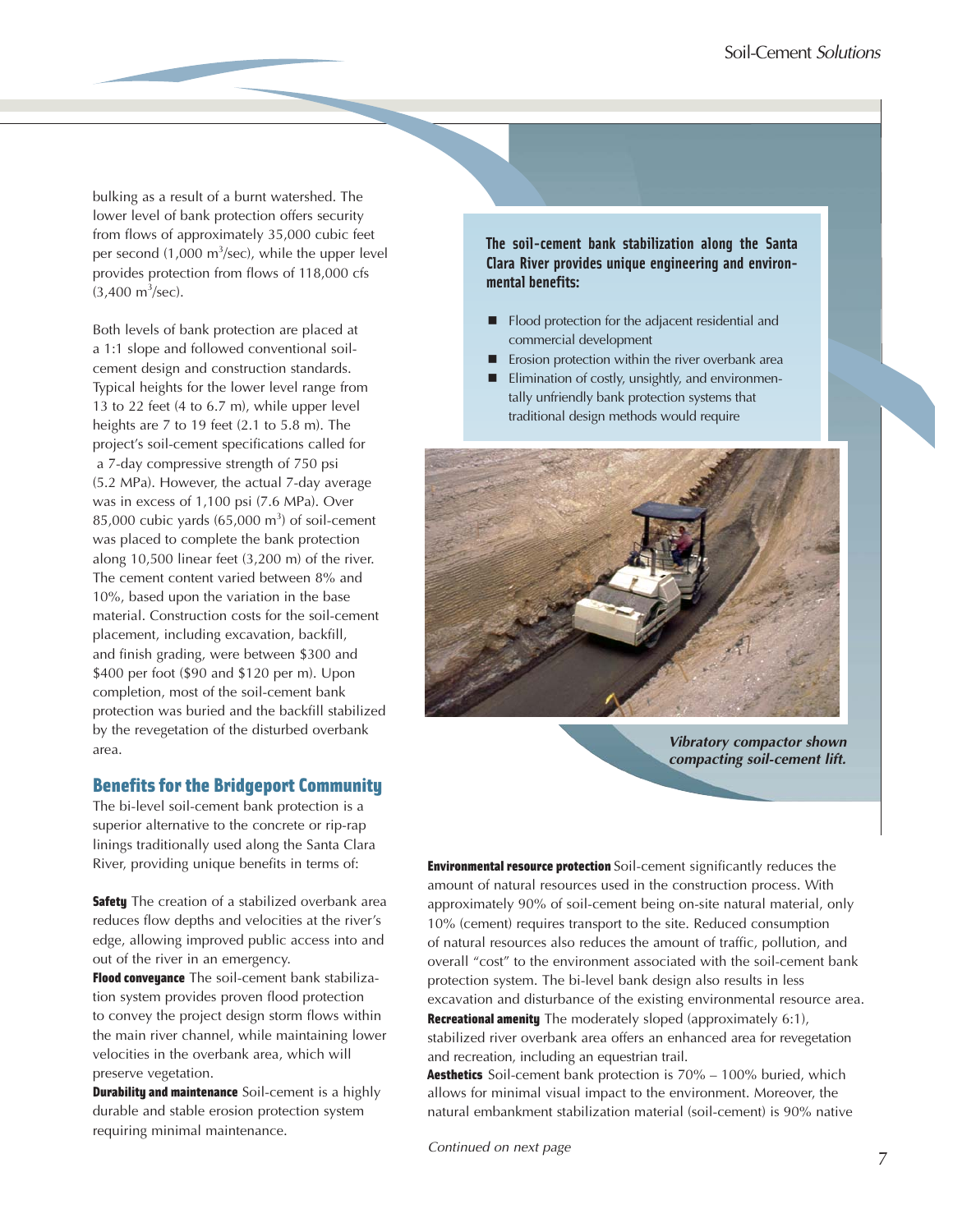bulking as a result of a burnt watershed. The lower level of bank protection offers security from flows of approximately 35,000 cubic feet per second (1,000 $m^3$/sec), while the upper level provides protection from flows of 118,000 cfs (3,400 $m^3$/sec).

Both levels of bank protection are placed at a 1:1 slope and followed conventional soil-cement design and construction standards. Typical heights for the lower level range from 13 to 22 feet (4 to 6.7 m), while upper level heights are 7 to 19 feet (2.1 to 5.8 m). The project's soil-cement specifications called for a 7-day compressive strength of 750 psi (5.2 MPa). However, the actual 7-day average was in excess of 1,100 psi (7.6 MPa). Over 85,000 cubic yards (65,000 $m^3$) of soil-cement was placed to complete the bank protection along 10,500 linear feet (3,200 m) of the river. The cement content varied between 8% and 10%, based upon the variation in the base material. Construction costs for the soil-cement placement, including excavation, backfill, and finish grading, were between $300 and $400 per foot ($90 and $120 per m). Upon completion, most of the soil-cement bank protection was buried and the backfill stabilized by the revegetation of the disturbed overbank area.

**The soil-cement bank stabilization along the Santa Clara River provides unique engineering and environmental benefits:**

- Flood protection for the adjacent residential and commercial development
- Erosion protection within the river overbank area
- Elimination of costly, unsightly, and environmentally unfriendly bank protection systems that traditional design methods would require

*Vibratory compactor shown compacting soil-cement lift.*

## Benefits for the Bridgeport Community

The bi-level soil-cement bank protection is a superior alternative to the concrete or rip-rap linings traditionally used along the Santa Clara River, providing unique benefits in terms of:

**Safety** The creation of a stabilized overbank area reduces flow depths and velocities at the river's edge, allowing improved public access into and out of the river in an emergency.

**Flood conveyance** The soil-cement bank stabilization system provides proven flood protection to convey the project design storm flows within the main river channel, while maintaining lower velocities in the overbank area, which will preserve vegetation.

**Durability and maintenance** Soil-cement is a highly durable and stable erosion protection system requiring minimal maintenance.

**Environmental resource protection** Soil-cement significantly reduces the amount of natural resources used in the construction process. With approximately 90% of soil-cement being on-site natural material, only 10% (cement) requires transport to the site. Reduced consumption of natural resources also reduces the amount of traffic, pollution, and overall "cost" to the environment associated with the soil-cement bank protection system. The bi-level bank design also results in less excavation and disturbance of the existing environmental resource area.

**Recreational amenity** The moderately sloped (approximately 6:1), stabilized river overbank area offers an enhanced area for revegetation and recreation, including an equestrian trail.

**Aesthetics** Soil-cement bank protection is 70% – 100% buried, which allows for minimal visual impact to the environment. Moreover, the natural embankment stabilization material (soil-cement) is 90% native

*Continued on next page*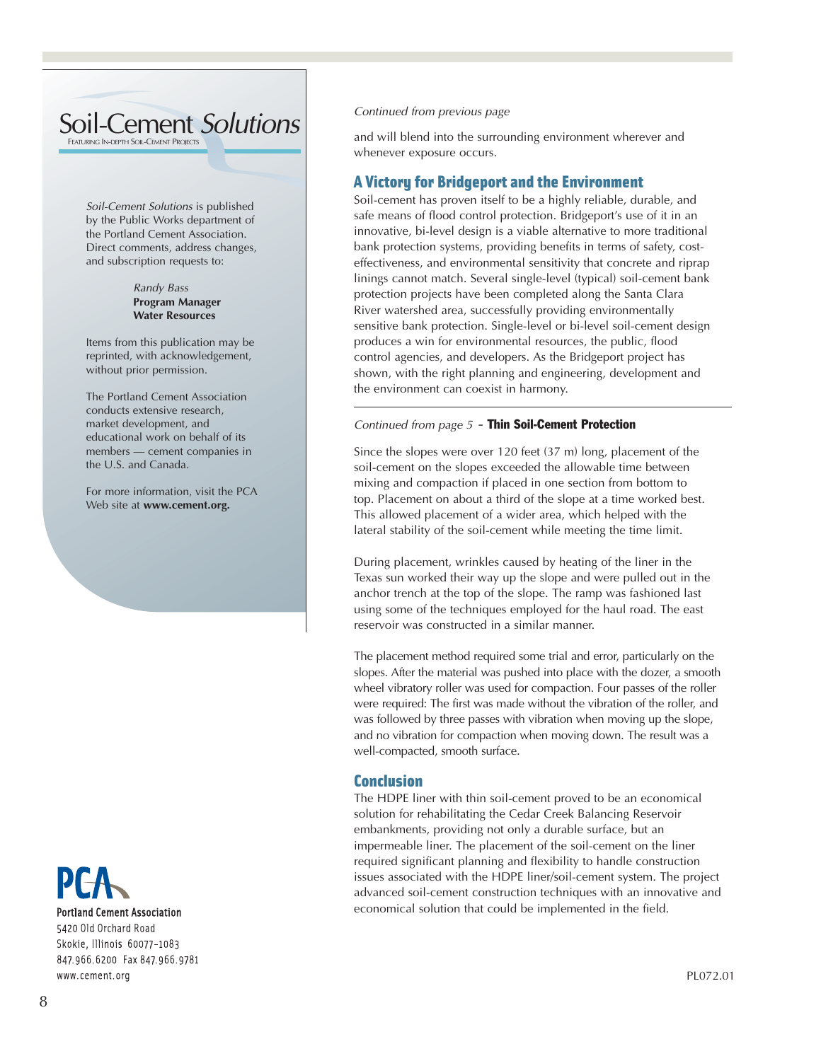# Soil-Cement *Solutions*

FEATURING IN-DEPTH SOIL-CEMENT PROJECTS

*Soil-Cement Solutions* is published by the Public Works department of the Portland Cement Association. Direct comments, address changes, and subscription requests to:

*Randy Bass*
**Program Manager**
**Water Resources**

Items from this publication may be reprinted, with acknowledgement, without prior permission.

The Portland Cement Association conducts extensive research, market development, and educational work on behalf of its members — cement companies in the U.S. and Canada.

For more information, visit the PCA Web site at **www.cement.org.**

*Continued from previous page*

and will blend into the surrounding environment wherever and whenever exposure occurs.

## A Victory for Bridgeport and the Environment

Soil-cement has proven itself to be a highly reliable, durable, and safe means of flood control protection. Bridgeport's use of it in an innovative, bi-level design is a viable alternative to more traditional bank protection systems, providing benefits in terms of safety, cost-effectiveness, and environmental sensitivity that concrete and riprap linings cannot match. Several single-level (typical) soil-cement bank protection projects have been completed along the Santa Clara River watershed area, successfully providing environmentally sensitive bank protection. Single-level or bi-level soil-cement design produces a win for environmental resources, the public, flood control agencies, and developers. As the Bridgeport project has shown, with the right planning and engineering, development and the environment can coexist in harmony.

---

*Continued from page 5* - **Thin Soil-Cement Protection**

Since the slopes were over 120 feet (37 m) long, placement of the soil-cement on the slopes exceeded the allowable time between mixing and compaction if placed in one section from bottom to top. Placement on about a third of the slope at a time worked best. This allowed placement of a wider area, which helped with the lateral stability of the soil-cement while meeting the time limit.

During placement, wrinkles caused by heating of the liner in the Texas sun worked their way up the slope and were pulled out in the anchor trench at the top of the slope. The ramp was fashioned last using some of the techniques employed for the haul road. The east reservoir was constructed in a similar manner.

The placement method required some trial and error, particularly on the slopes. After the material was pushed into place with the dozer, a smooth wheel vibratory roller was used for compaction. Four passes of the roller were required: The first was made without the vibration of the roller, and was followed by three passes with vibration when moving up the slope, and no vibration for compaction when moving down. The result was a well-compacted, smooth surface.

## Conclusion

The HDPE liner with thin soil-cement proved to be an economical solution for rehabilitating the Cedar Creek Balancing Reservoir embankments, providing not only a durable surface, but an impermeable liner. The placement of the soil-cement on the liner required significant planning and flexibility to handle construction issues associated with the HDPE liner/soil-cement system. The project advanced soil-cement construction techniques with an innovative and economical solution that could be implemented in the field.

**PCA**
**Portland Cement Association**
5420 Old Orchard Road
Skokie, Illinois 60077-1083
847.966.6200 Fax 847.966.9781
www.cement.org

PL072.01